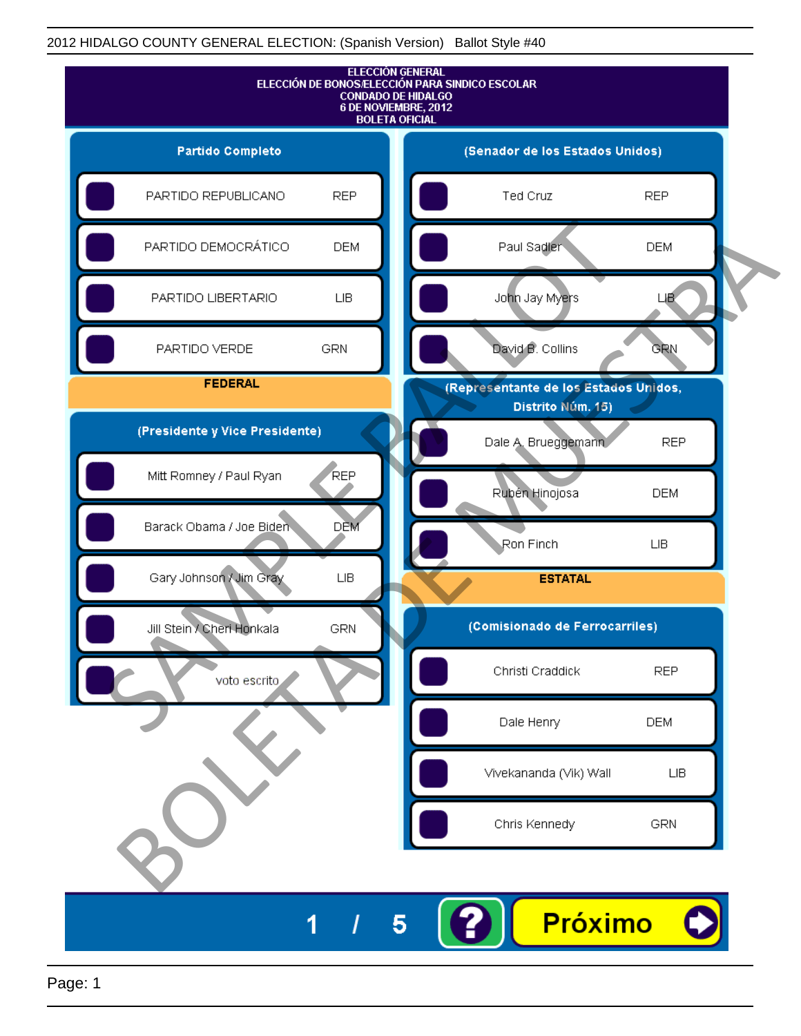2012 HIDALGO COUNTY GENERAL ELECTION: (Spanish Version) Ballot Style #40

# ELECCIÓN GENERAL
## ELECCIÓN DE BONOS/ELECCIÓN PARA SINDICO ESCOLAR
## CONDADO DE HIDALGO
## 6 DE NOVIEMBRE, 2012
## BOLETA OFICIAL

### Partido Completo

| | |
|---|---|
| PARTIDO REPUBLICANO | REP |
| PARTIDO DEMOCRÁTICO | DEM |
| PARTIDO LIBERTARIO | LIB |
| PARTIDO VERDE | GRN |

### FEDERAL

### (Presidente y Vice Presidente)

| | |
|---|---|
| Mitt Romney / Paul Ryan | REP |
| Barack Obama / Joe Biden | DEM |
| Gary Johnson / Jim Gray | LIB |
| Jill Stein / Cheri Honkala | GRN |
| voto escrito | |

### (Senador de los Estados Unidos)

| | |
|---|---|
| Ted Cruz | REP |
| Paul Sadler | DEM |
| John Jay Myers | LIB |
| David B. Collins | GRN |

### (Representante de los Estados Unidos, Distrito Núm. 15)

| | |
|---|---|
| Dale A. Brueggemann | REP |
| Rubén Hinojosa | DEM |
| Ron Finch | LIB |

### ESTATAL

### (Comisionado de Ferrocarriles)

| | |
|---|---|
| Christi Craddick | REP |
| Dale Henry | DEM |
| Vivekananda (Vik) Wall | LIB |
| Chris Kennedy | GRN |

SAMPLE BALLOT / BOLETA DE MUESTRA

1 / 5 ? Próximo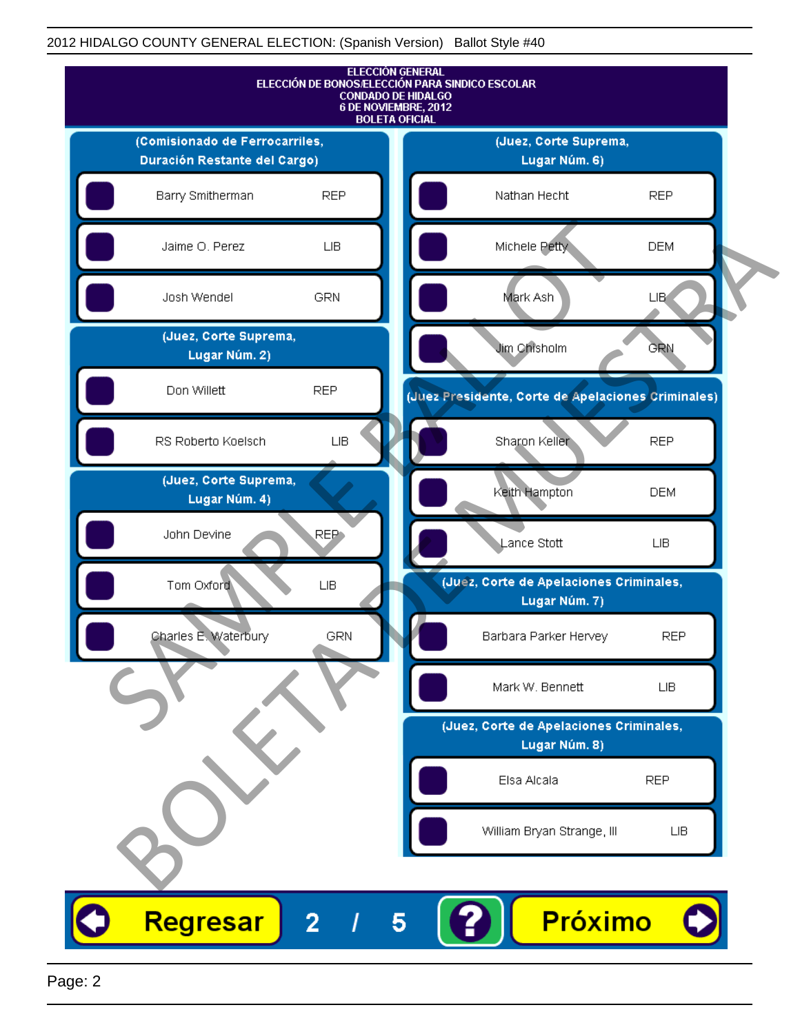ELECCIÓN GENERAL
ELECCIÓN DE BONOS/ELECCIÓN PARA SINDICO ESCOLAR
CONDADO DE HIDALGO
6 DE NOVIEMBRE, 2012
BOLETA OFICIAL

## (Comisionado de Ferrocarriles, Duración Restante del Cargo)

| Candidato | Partido |
|---|---|
| Barry Smitherman | REP |
| Jaime O. Perez | LIB |
| Josh Wendel | GRN |

## (Juez, Corte Suprema, Lugar Núm. 2)

| Candidato | Partido |
|---|---|
| Don Willett | REP |
| RS Roberto Koelsch | LIB |

## (Juez, Corte Suprema, Lugar Núm. 4)

| Candidato | Partido |
|---|---|
| John Devine | REP |
| Tom Oxford | LIB |
| Charles E. Waterbury | GRN |

## (Juez, Corte Suprema, Lugar Núm. 6)

| Candidato | Partido |
|---|---|
| Nathan Hecht | REP |
| Michele Petty | DEM |
| Mark Ash | LIB |
| Jim Chisholm | GRN |

## (Juez Presidente, Corte de Apelaciones Criminales)

| Candidato | Partido |
|---|---|
| Sharon Keller | REP |
| Keith Hampton | DEM |
| Lance Stott | LIB |

## (Juez, Corte de Apelaciones Criminales, Lugar Núm. 7)

| Candidato | Partido |
|---|---|
| Barbara Parker Hervey | REP |
| Mark W. Bennett | LIB |

## (Juez, Corte de Apelaciones Criminales, Lugar Núm. 8)

| Candidato | Partido |
|---|---|
| Elsa Alcala | REP |
| William Bryan Strange, III | LIB |

Regresar 2 / 5 ? Próximo

SAMPLE BALLOT
BOLETA DE MUESTRA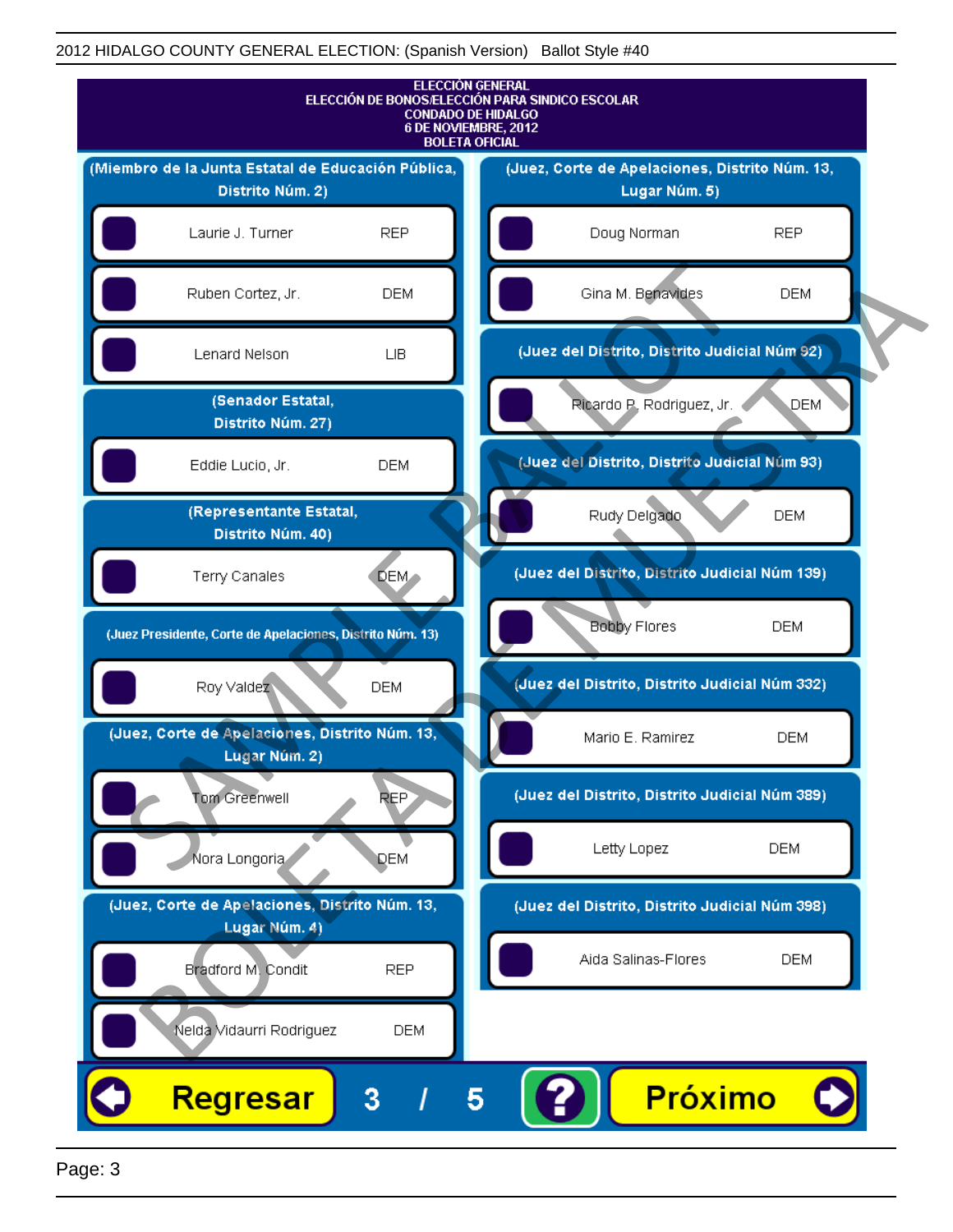ELECCIÓN GENERAL
ELECCIÓN DE BONOS/ELECCIÓN PARA SINDICO ESCOLAR
CONDADO DE HIDALGO
6 DE NOVIEMBRE, 2012
BOLETA OFICIAL

**(Miembro de la Junta Estatal de Educación Pública, Distrito Núm. 2)**

- Laurie J. Turner — REP
- Ruben Cortez, Jr. — DEM
- Lenard Nelson — LIB

**(Senador Estatal, Distrito Núm. 27)**

- Eddie Lucio, Jr. — DEM

**(Representante Estatal, Distrito Núm. 40)**

- Terry Canales — DEM

**(Juez Presidente, Corte de Apelaciones, Distrito Núm. 13)**

- Roy Valdez — DEM

**(Juez, Corte de Apelaciones, Distrito Núm. 13, Lugar Núm. 2)**

- Tom Greenwell — REP
- Nora Longoria — DEM

**(Juez, Corte de Apelaciones, Distrito Núm. 13, Lugar Núm. 4)**

- Bradford M. Condit — REP
- Nelda Vidaurri Rodriguez — DEM

**(Juez, Corte de Apelaciones, Distrito Núm. 13, Lugar Núm. 5)**

- Doug Norman — REP
- Gina M. Benavides — DEM

**(Juez del Distrito, Distrito Judicial Núm 92)**

- Ricardo P. Rodriguez, Jr. — DEM

**(Juez del Distrito, Distrito Judicial Núm 93)**

- Rudy Delgado — DEM

**(Juez del Distrito, Distrito Judicial Núm 139)**

- Bobby Flores — DEM

**(Juez del Distrito, Distrito Judicial Núm 332)**

- Mario E. Ramirez — DEM

**(Juez del Distrito, Distrito Judicial Núm 389)**

- Letty Lopez — DEM

**(Juez del Distrito, Distrito Judicial Núm 398)**

- Aida Salinas-Flores — DEM

Regresar 3 / 5 ? Próximo

SAMPLE BALLOT
BOLETA DE MUESTRA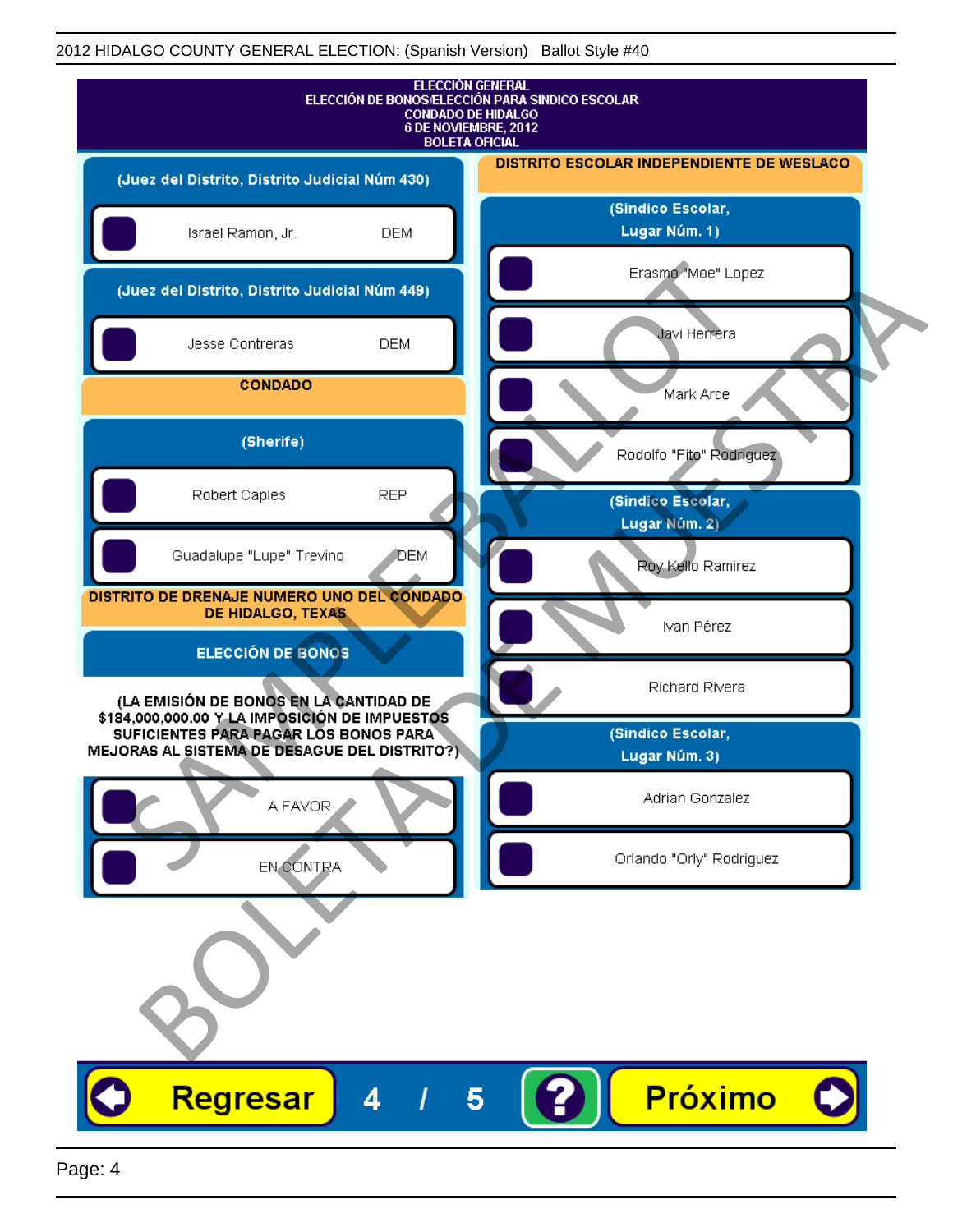# ELECCIÓN GENERAL
## ELECCIÓN DE BONOS/ELECCIÓN PARA SINDICO ESCOLAR
## CONDADO DE HIDALGO
## 6 DE NOVIEMBRE, 2012
## BOLETA OFICIAL

**(Juez del Distrito, Distrito Judicial Núm 430)**

- Israel Ramon, Jr. — DEM

**(Juez del Distrito, Distrito Judicial Núm 449)**

- Jesse Contreras — DEM

### CONDADO

**(Sherife)**

- Robert Caples — REP
- Guadalupe "Lupe" Trevino — DEM

### DISTRITO DE DRENAJE NUMERO UNO DEL CONDADO DE HIDALGO, TEXAS

**ELECCIÓN DE BONOS**

**(LA EMISIÓN DE BONOS EN LA CANTIDAD DE $184,000,000.00 Y LA IMPOSICIÓN DE IMPUESTOS SUFICIENTES PARA PAGAR LOS BONOS PARA MEJORAS AL SISTEMA DE DESAGUE DEL DISTRITO?)**

- A FAVOR
- EN CONTRA

### DISTRITO ESCOLAR INDEPENDIENTE DE WESLACO

**(Sindico Escolar, Lugar Núm. 1)**

- Erasmo "Moe" Lopez
- Javi Herrera
- Mark Arce
- Rodolfo "Fito" Rodriguez

**(Sindico Escolar, Lugar Núm. 2)**

- Roy Kello Ramirez
- Ivan Pérez
- Richard Rivera

**(Sindico Escolar, Lugar Núm. 3)**

- Adrian Gonzalez
- Orlando "Orly" Rodriguez

SAMPLE BALLOT — BOLETA DE MUESTRA

Regresar   4 / 5   ?   Próximo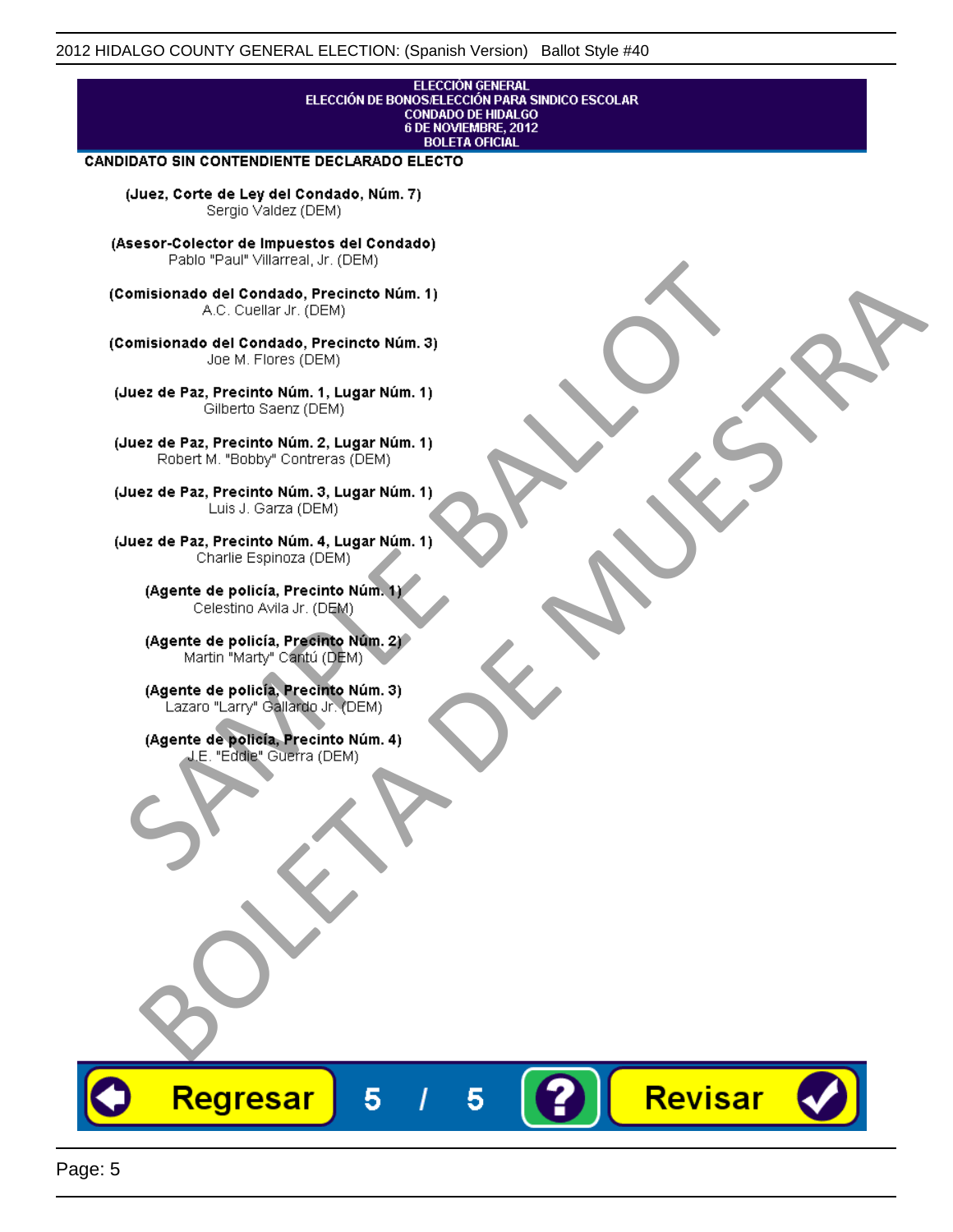ELECCIÓN GENERAL
ELECCIÓN DE BONOS/ELECCIÓN PARA SINDICO ESCOLAR
CONDADO DE HIDALGO
6 DE NOVIEMBRE, 2012
BOLETA OFICIAL

**CANDIDATO SIN CONTENDIENTE DECLARADO ELECTO**

**(Juez, Corte de Ley del Condado, Núm. 7)**
Sergio Valdez (DEM)

**(Asesor-Colector de Impuestos del Condado)**
Pablo "Paul" Villarreal, Jr. (DEM)

**(Comisionado del Condado, Precincto Núm. 1)**
A.C. Cuellar Jr. (DEM)

**(Comisionado del Condado, Precincto Núm. 3)**
Joe M. Flores (DEM)

**(Juez de Paz, Precinto Núm. 1, Lugar Núm. 1)**
Gilberto Saenz (DEM)

**(Juez de Paz, Precinto Núm. 2, Lugar Núm. 1)**
Robert M. "Bobby" Contreras (DEM)

**(Juez de Paz, Precinto Núm. 3, Lugar Núm. 1)**
Luis J. Garza (DEM)

**(Juez de Paz, Precinto Núm. 4, Lugar Núm. 1)**
Charlie Espinoza (DEM)

**(Agente de policía, Precinto Núm. 1)**
Celestino Avila Jr. (DEM)

**(Agente de policía, Precinto Núm. 2)**
Martin "Marty" Cantú (DEM)

**(Agente de policía, Precinto Núm. 3)**
Lazaro "Larry" Gallardo Jr. (DEM)

**(Agente de policía, Precinto Núm. 4)**
J.E. "Eddie" Guerra (DEM)

SAMPLE BALLOT
BOLETA DE MUESTRA

Regresar 5 / 5 ? Revisar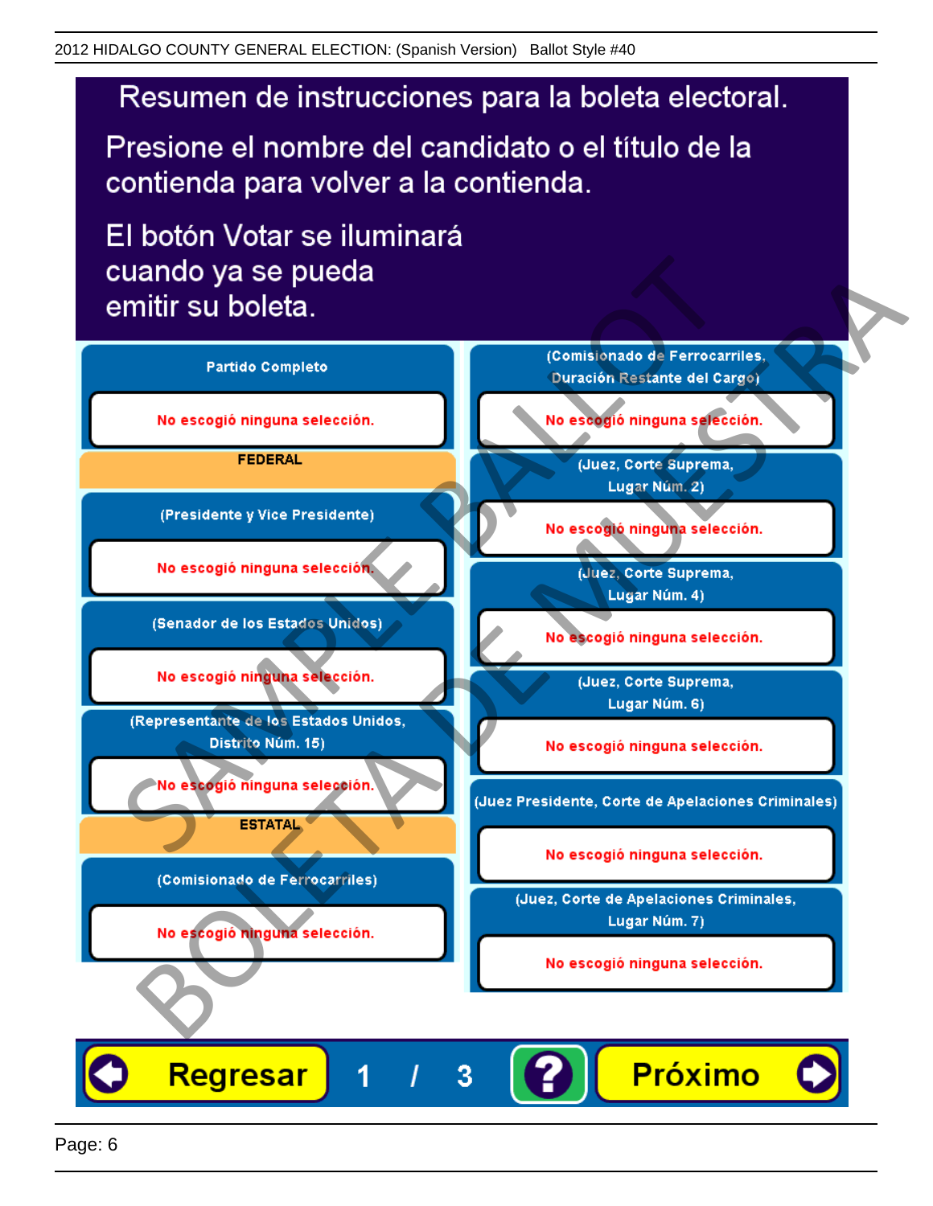# Resumen de instrucciones para la boleta electoral.

Presione el nombre del candidato o el título de la contienda para volver a la contienda.

El botón Votar se iluminará cuando ya se pueda emitir su boleta.

**Partido Completo**

No escogió ninguna selección.

**FEDERAL**

**(Presidente y Vice Presidente)**

No escogió ninguna selección.

**(Senador de los Estados Unidos)**

No escogió ninguna selección.

**(Representante de los Estados Unidos, Distrito Núm. 15)**

No escogió ninguna selección.

**ESTATAL**

**(Comisionado de Ferrocarriles)**

No escogió ninguna selección.

**(Comisionado de Ferrocarriles, Duración Restante del Cargo)**

No escogió ninguna selección.

**(Juez, Corte Suprema, Lugar Núm. 2)**

No escogió ninguna selección.

**(Juez, Corte Suprema, Lugar Núm. 4)**

No escogió ninguna selección.

**(Juez, Corte Suprema, Lugar Núm. 6)**

No escogió ninguna selección.

**(Juez Presidente, Corte de Apelaciones Criminales)**

No escogió ninguna selección.

**(Juez, Corte de Apelaciones Criminales, Lugar Núm. 7)**

No escogió ninguna selección.

Regresar 1 / 3 ? Próximo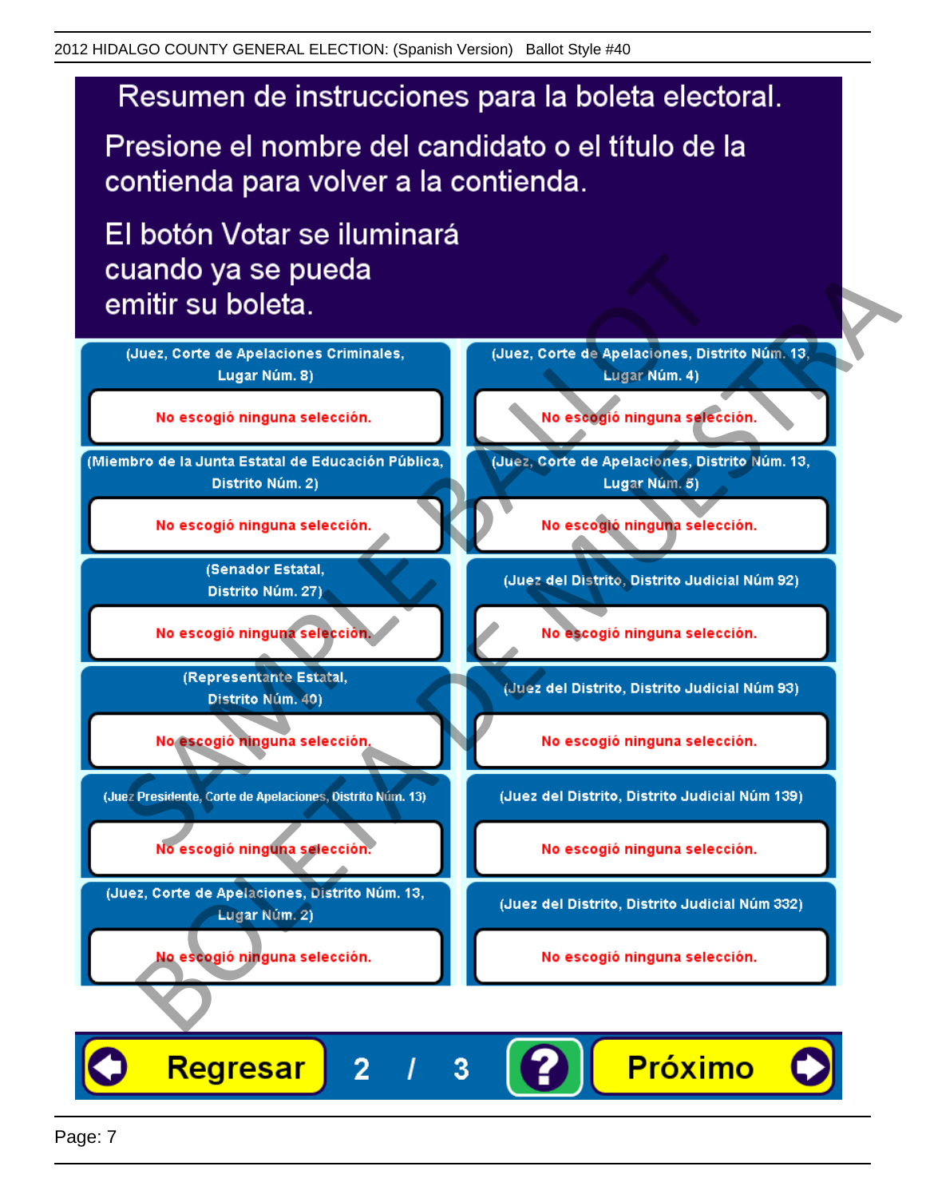# Resumen de instrucciones para la boleta electoral.

Presione el nombre del candidato o el título de la contienda para volver a la contienda.

El botón Votar se iluminará cuando ya se pueda emitir su boleta.

| Contienda | Selección |
|---|---|
| (Juez, Corte de Apelaciones Criminales, Lugar Núm. 8) | No escogió ninguna selección. |
| (Miembro de la Junta Estatal de Educación Pública, Distrito Núm. 2) | No escogió ninguna selección. |
| (Senador Estatal, Distrito Núm. 27) | No escogió ninguna selección. |
| (Representante Estatal, Distrito Núm. 40) | No escogió ninguna selección. |
| (Juez Presidente, Corte de Apelaciones, Distrito Núm. 13) | No escogió ninguna selección. |
| (Juez, Corte de Apelaciones, Distrito Núm. 13, Lugar Núm. 2) | No escogió ninguna selección. |
| (Juez, Corte de Apelaciones, Distrito Núm. 13, Lugar Núm. 4) | No escogió ninguna selección. |
| (Juez, Corte de Apelaciones, Distrito Núm. 13, Lugar Núm. 5) | No escogió ninguna selección. |
| (Juez del Distrito, Distrito Judicial Núm 92) | No escogió ninguna selección. |
| (Juez del Distrito, Distrito Judicial Núm 93) | No escogió ninguna selección. |
| (Juez del Distrito, Distrito Judicial Núm 139) | No escogió ninguna selección. |
| (Juez del Distrito, Distrito Judicial Núm 332) | No escogió ninguna selección. |

Regresar  2 / 3  ?  Próximo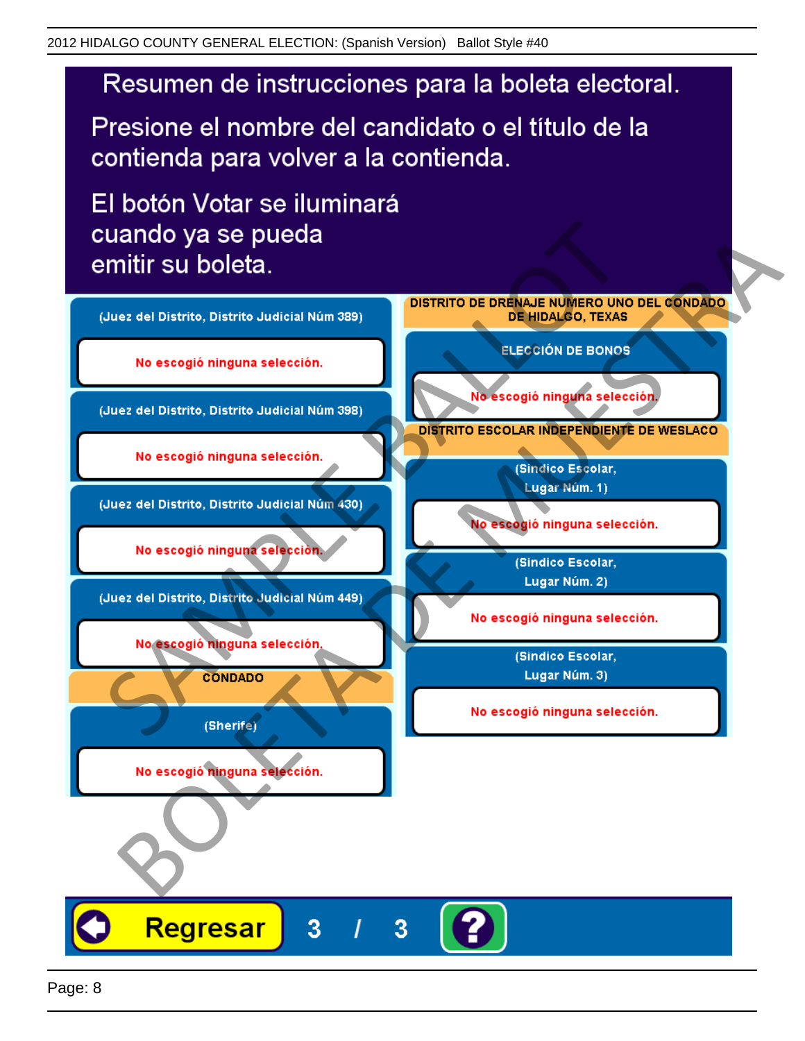# Resumen de instrucciones para la boleta electoral.

Presione el nombre del candidato o el título de la contienda para volver a la contienda.

El botón Votar se iluminará cuando ya se pueda emitir su boleta.

**(Juez del Distrito, Distrito Judicial Núm 389)**

No escogió ninguna selección.

**(Juez del Distrito, Distrito Judicial Núm 398)**

No escogió ninguna selección.

**(Juez del Distrito, Distrito Judicial Núm 430)**

No escogió ninguna selección.

**(Juez del Distrito, Distrito Judicial Núm 449)**

No escogió ninguna selección.

## CONDADO

**(Sherife)**

No escogió ninguna selección.

## DISTRITO DE DRENAJE NUMERO UNO DEL CONDADO DE HIDALGO, TEXAS

**ELECCIÓN DE BONOS**

No escogió ninguna selección.

## DISTRITO ESCOLAR INDEPENDIENTE DE WESLACO

**(Sindico Escolar, Lugar Núm. 1)**

No escogió ninguna selección.

**(Sindico Escolar, Lugar Núm. 2)**

No escogió ninguna selección.

**(Sindico Escolar, Lugar Núm. 3)**

No escogió ninguna selección.

Regresar 3 / 3 ?

SAMPLE BALLOT BOLETA DE MUESTRA